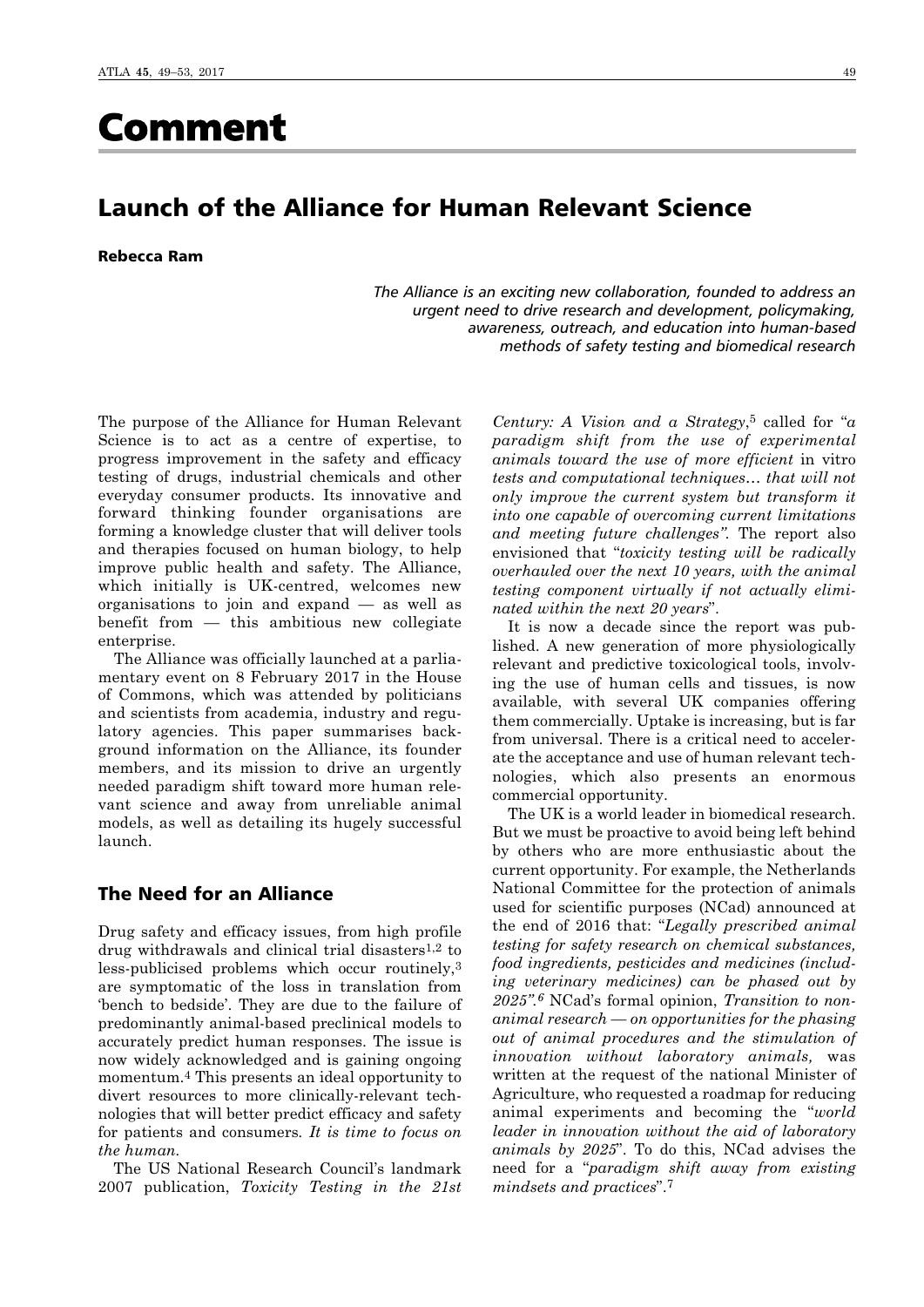# Comment

## Launch of the Alliance for Human Relevant Science

**Rebecca Ram**

*The Alliance is an exciting new collaboration, founded to address an urgent need to drive research and development, policymaking, awareness, outreach, and education into human-based methods of safety testing and biomedical research*

The purpose of the Alliance for Human Relevant Science is to act as a centre of expertise, to progress improvement in the safety and efficacy testing of drugs, industrial chemicals and other everyday consumer products. Its innovative and forward thinking founder organisations are forming a knowledge cluster that will deliver tools and therapies focused on human biology, to help improve public health and safety. The Alliance, which initially is UK-centred, welcomes new organisations to join and expand — as well as benefit from — this ambitious new collegiate enterprise.

The Alliance was officially launched at a parliamentary event on 8 February 2017 in the House of Commons, which was attended by politicians and scientists from academia, industry and regulatory agencies. This paper summarises background information on the Alliance, its founder members, and its mission to drive an urgently needed paradigm shift toward more human relevant science and away from unreliable animal models, as well as detailing its hugely successful launch.

### The Need for an Alliance

Drug safety and efficacy issues, from high profile drug withdrawals and clinical trial disasters[1,2] to less-publicised problems which occur routinely,[3] are symptomatic of the loss in translation from 'bench to bedside'. They are due to the failure of predominantly animal-based preclinical models to accurately predict human responses. The issue is now widely acknowledged and is gaining ongoing momentum.[4] This presents an ideal opportunity to divert resources to more clinically-relevant technologies that will better predict efficacy and safety for patients and consumers. *It is time to focus on the human.*

The US National Research Council's landmark 2007 publication, *Toxicity Testing in the 21st Century: A Vision and a Strategy*,[5] called for "*a paradigm shift from the use of experimental animals toward the use of more efficient* in vitro *tests and computational techniques… that will not only improve the current system but transform it into one capable of overcoming current limitations and meeting future challenges".* The report also envisioned that "*toxicity testing will be radically overhauled over the next 10 years, with the animal testing component virtually if not actually eliminated within the next 20 years*".

It is now a decade since the report was published. A new generation of more physiologically relevant and predictive toxicological tools, involving the use of human cells and tissues, is now available, with several UK companies offering them commercially. Uptake is increasing, but is far from universal. There is a critical need to accelerate the acceptance and use of human relevant technologies, which also presents an enormous commercial opportunity.

The UK is a world leader in biomedical research. But we must be proactive to avoid being left behind by others who are more enthusiastic about the current opportunity. For example, the Netherlands National Committee for the protection of animals used for scientific purposes (NCad) announced at the end of 2016 that: "*Legally prescribed animal testing for safety research on chemical substances, food ingredients, pesticides and medicines (including veterinary medicines) can be phased out by 2025".*[6] NCad's formal opinion, *Transition to non-animal research — on opportunities for the phasing out of animal procedures and the stimulation of innovation without laboratory animals,* was written at the request of the national Minister of Agriculture, who requested a roadmap for reducing animal experiments and becoming the "*world leader in innovation without the aid of laboratory animals by 2025*". To do this, NCad advises the need for a "*paradigm shift away from existing mindsets and practices*".[7]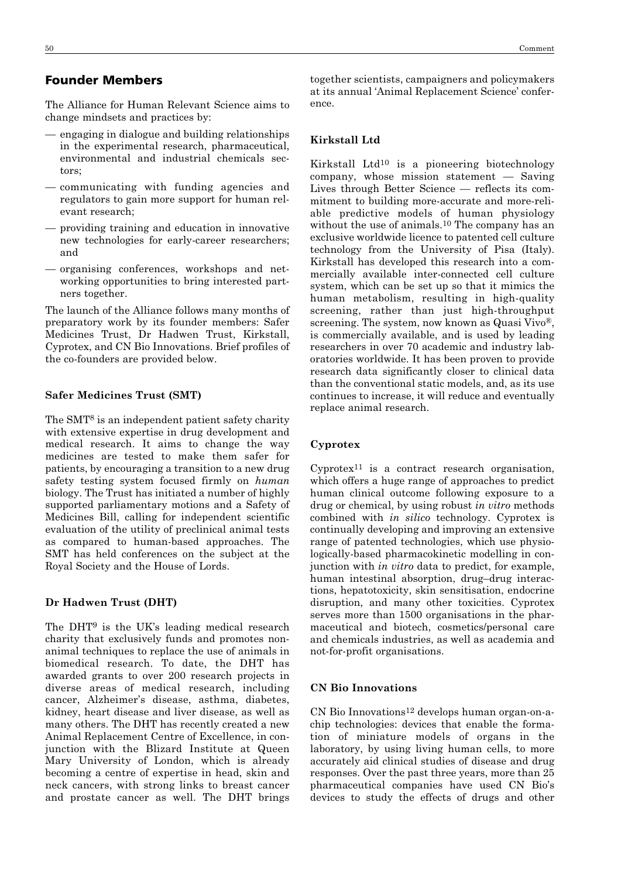## Founder Members

The Alliance for Human Relevant Science aims to change mindsets and practices by:

- engaging in dialogue and building relationships in the experimental research, pharmaceutical, environmental and industrial chemicals sectors;
- communicating with funding agencies and regulators to gain more support for human relevant research;
- providing training and education in innovative new technologies for early-career researchers; and
- organising conferences, workshops and networking opportunities to bring interested partners together.

The launch of the Alliance follows many months of preparatory work by its founder members: Safer Medicines Trust, Dr Hadwen Trust, Kirkstall, Cyprotex, and CN Bio Innovations. Brief profiles of the co-founders are provided below.

### Safer Medicines Trust (SMT)

The SMT[8] is an independent patient safety charity with extensive expertise in drug development and medical research. It aims to change the way medicines are tested to make them safer for patients, by encouraging a transition to a new drug safety testing system focused firmly on *human* biology. The Trust has initiated a number of highly supported parliamentary motions and a Safety of Medicines Bill, calling for independent scientific evaluation of the utility of preclinical animal tests as compared to human-based approaches. The SMT has held conferences on the subject at the Royal Society and the House of Lords.

### Dr Hadwen Trust (DHT)

The DHT[9] is the UK's leading medical research charity that exclusively funds and promotes non-animal techniques to replace the use of animals in biomedical research. To date, the DHT has awarded grants to over 200 research projects in diverse areas of medical research, including cancer, Alzheimer's disease, asthma, diabetes, kidney, heart disease and liver disease, as well as many others. The DHT has recently created a new Animal Replacement Centre of Excellence, in conjunction with the Blizard Institute at Queen Mary University of London, which is already becoming a centre of expertise in head, skin and neck cancers, with strong links to breast cancer and prostate cancer as well. The DHT brings together scientists, campaigners and policymakers at its annual 'Animal Replacement Science' conference.

### Kirkstall Ltd

Kirkstall Ltd[10] is a pioneering biotechnology company, whose mission statement — Saving Lives through Better Science — reflects its commitment to building more-accurate and more-reliable predictive models of human physiology without the use of animals.[10] The company has an exclusive worldwide licence to patented cell culture technology from the University of Pisa (Italy). Kirkstall has developed this research into a commercially available inter-connected cell culture system, which can be set up so that it mimics the human metabolism, resulting in high-quality screening, rather than just high-throughput screening. The system, now known as Quasi Vivo®, is commercially available, and is used by leading researchers in over 70 academic and industry laboratories worldwide. It has been proven to provide research data significantly closer to clinical data than the conventional static models, and, as its use continues to increase, it will reduce and eventually replace animal research.

### Cyprotex

Cyprotex[11] is a contract research organisation, which offers a huge range of approaches to predict human clinical outcome following exposure to a drug or chemical, by using robust *in vitro* methods combined with *in silico* technology. Cyprotex is continually developing and improving an extensive range of patented technologies, which use physiologically-based pharmacokinetic modelling in conjunction with *in vitro* data to predict, for example, human intestinal absorption, drug–drug interactions, hepatotoxicity, skin sensitisation, endocrine disruption, and many other toxicities. Cyprotex serves more than 1500 organisations in the pharmaceutical and biotech, cosmetics/personal care and chemicals industries, as well as academia and not-for-profit organisations.

### CN Bio Innovations

CN Bio Innovations[12] develops human organ-on-a-chip technologies: devices that enable the formation of miniature models of organs in the laboratory, by using living human cells, to more accurately aid clinical studies of disease and drug responses. Over the past three years, more than 25 pharmaceutical companies have used CN Bio's devices to study the effects of drugs and other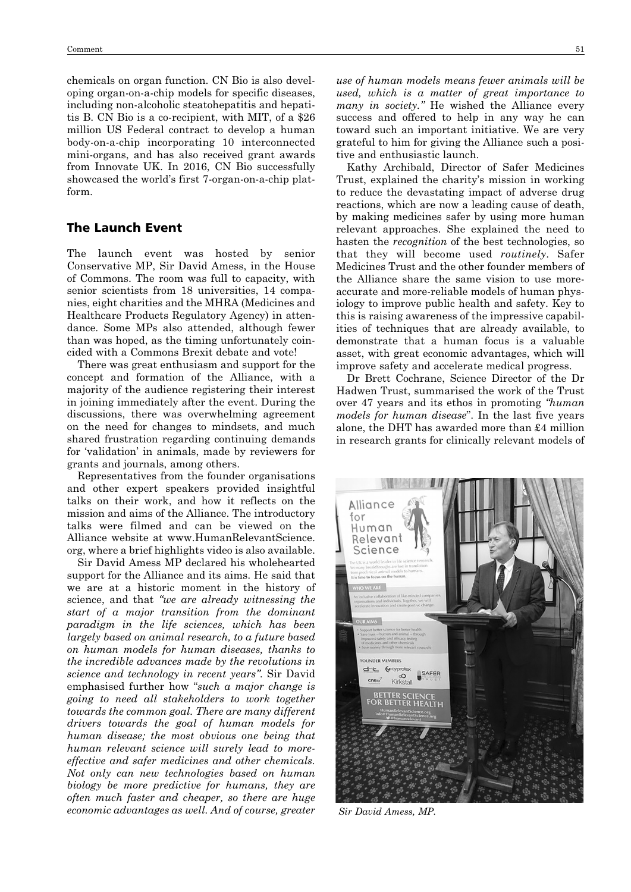chemicals on organ function. CN Bio is also developing organ-on-a-chip models for specific diseases, including non-alcoholic steatohepatitis and hepatitis B. CN Bio is a co-recipient, with MIT, of a $26 million US Federal contract to develop a human body-on-a-chip incorporating 10 interconnected mini-organs, and has also received grant awards from Innovate UK. In 2016, CN Bio successfully showcased the world's first 7-organ-on-a-chip platform.

## The Launch Event

The launch event was hosted by senior Conservative MP, Sir David Amess, in the House of Commons. The room was full to capacity, with senior scientists from 18 universities, 14 companies, eight charities and the MHRA (Medicines and Healthcare Products Regulatory Agency) in attendance. Some MPs also attended, although fewer than was hoped, as the timing unfortunately coincided with a Commons Brexit debate and vote!

There was great enthusiasm and support for the concept and formation of the Alliance, with a majority of the audience registering their interest in joining immediately after the event. During the discussions, there was overwhelming agreement on the need for changes to mindsets, and much shared frustration regarding continuing demands for 'validation' in animals, made by reviewers for grants and journals, among others.

Representatives from the founder organisations and other expert speakers provided insightful talks on their work, and how it reflects on the mission and aims of the Alliance. The introductory talks were filmed and can be viewed on the Alliance website at www.HumanRelevantScience.org, where a brief highlights video is also available.

Sir David Amess MP declared his wholehearted support for the Alliance and its aims. He said that we are at a historic moment in the history of science, and that *"we are already witnessing the start of a major transition from the dominant paradigm in the life sciences, which has been largely based on animal research, to a future based on human models for human diseases, thanks to the incredible advances made by the revolutions in science and technology in recent years".* Sir David emphasised further how "*such a major change is going to need all stakeholders to work together towards the common goal. There are many different drivers towards the goal of human models for human disease; the most obvious one being that human relevant science will surely lead to more-effective and safer medicines and other chemicals. Not only can new technologies based on human biology be more predictive for humans, they are often much faster and cheaper, so there are huge economic advantages as well. And of course, greater use of human models means fewer animals will be used, which is a matter of great importance to many in society."* He wished the Alliance every success and offered to help in any way he can toward such an important initiative. We are very grateful to him for giving the Alliance such a positive and enthusiastic launch.

Kathy Archibald, Director of Safer Medicines Trust, explained the charity's mission in working to reduce the devastating impact of adverse drug reactions, which are now a leading cause of death, by making medicines safer by using more human relevant approaches. She explained the need to hasten the *recognition* of the best technologies, so that they will become used *routinely*. Safer Medicines Trust and the other founder members of the Alliance share the same vision to use more-accurate and more-reliable models of human physiology to improve public health and safety. Key to this is raising awareness of the impressive capabilities of techniques that are already available, to demonstrate that a human focus is a valuable asset, with great economic advantages, which will improve safety and accelerate medical progress.

Dr Brett Cochrane, Science Director of the Dr Hadwen Trust, summarised the work of the Trust over 47 years and its ethos in promoting *"human models for human disease*". In the last five years alone, the DHT has awarded more than £4 million in research grants for clinically relevant models of

*Sir David Amess, MP.*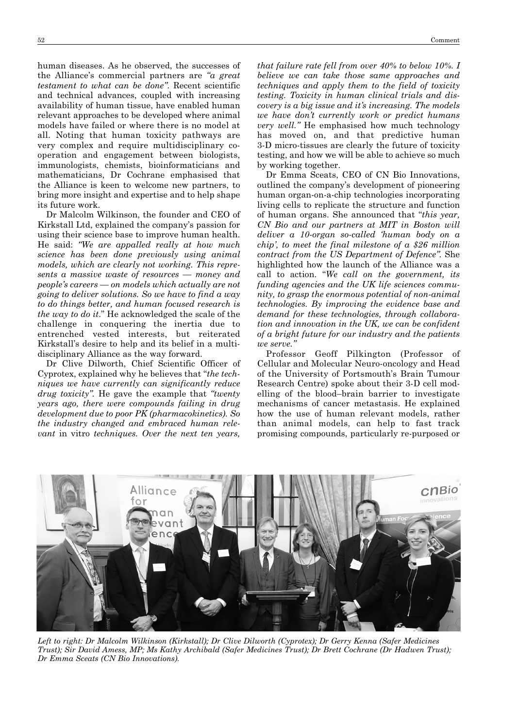human diseases. As he observed, the successes of the Alliance's commercial partners are *"a great testament to what can be done"*. Recent scientific and technical advances, coupled with increasing availability of human tissue, have enabled human relevant approaches to be developed where animal models have failed or where there is no model at all. Noting that human toxicity pathways are very complex and require multidisciplinary co-operation and engagement between biologists, immunologists, chemists, bioinformaticians and mathematicians, Dr Cochrane emphasised that the Alliance is keen to welcome new partners, to bring more insight and expertise and to help shape its future work.

Dr Malcolm Wilkinson, the founder and CEO of Kirkstall Ltd, explained the company's passion for using their science base to improve human health. He said: *"We are appalled really at how much science has been done previously using animal models, which are clearly not working. This represents a massive waste of resources — money and people's careers — on models which actually are not going to deliver solutions. So we have to find a way to do things better, and human focused research is the way to do it*." He acknowledged the scale of the challenge in conquering the inertia due to entrenched vested interests, but reiterated Kirkstall's desire to help and its belief in a multidisciplinary Alliance as the way forward.

Dr Clive Dilworth, Chief Scientific Officer of Cyprotex, explained why he believes that "*the techniques we have currently can significantly reduce drug toxicity"*. He gave the example that *"twenty years ago, there were compounds failing in drug development due to poor PK (pharmacokinetics). So the industry changed and embraced human relevant* in vitro *techniques. Over the next ten years, that failure rate fell from over 40% to below 10%. I believe we can take those same approaches and techniques and apply them to the field of toxicity testing. Toxicity in human clinical trials and discovery is a big issue and it's increasing. The models we have don't currently work or predict humans very well."* He emphasised how much technology has moved on, and that predictive human 3-D micro-tissues are clearly the future of toxicity testing, and how we will be able to achieve so much by working together.

Dr Emma Sceats, CEO of CN Bio Innovations, outlined the company's development of pioneering human organ-on-a-chip technologies incorporating living cells to replicate the structure and function of human organs. She announced that "*this year, CN Bio and our partners at MIT in Boston will deliver a 10-organ so-called 'human body on a chip', to meet the final milestone of a $26 million contract from the US Department of Defence"*. She highlighted how the launch of the Alliance was a call to action. "*We call on the government, its funding agencies and the UK life sciences community, to grasp the enormous potential of non-animal technologies. By improving the evidence base and demand for these technologies, through collaboration and innovation in the UK, we can be confident of a bright future for our industry and the patients we serve."*

Professor Geoff Pilkington (Professor of Cellular and Molecular Neuro-oncology and Head of the University of Portsmouth's Brain Tumour Research Centre) spoke about their 3-D cell modelling of the blood–brain barrier to investigate mechanisms of cancer metastasis. He explained how the use of human relevant models, rather than animal models, can help to fast track promising compounds, particularly re-purposed or

*Left to right: Dr Malcolm Wilkinson (Kirkstall); Dr Clive Dilworth (Cyprotex); Dr Gerry Kenna (Safer Medicines Trust); Sir David Amess, MP; Ms Kathy Archibald (Safer Medicines Trust); Dr Brett Cochrane (Dr Hadwen Trust); Dr Emma Sceats (CN Bio Innovations).*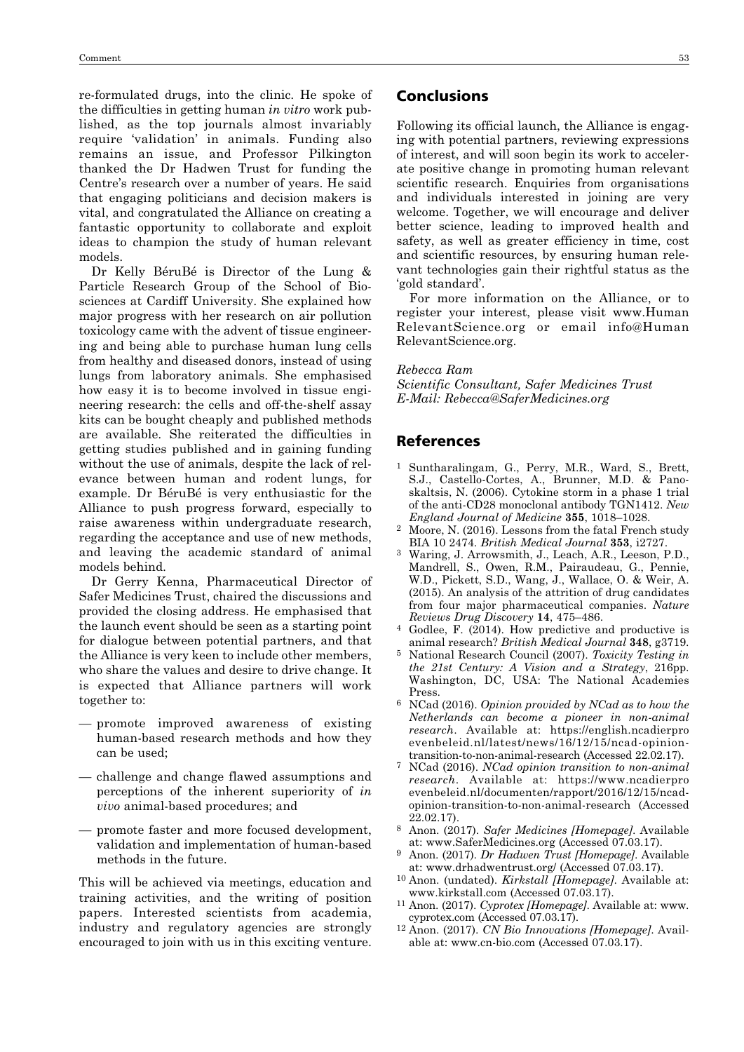re-formulated drugs, into the clinic. He spoke of the difficulties in getting human *in vitro* work published, as the top journals almost invariably require 'validation' in animals. Funding also remains an issue, and Professor Pilkington thanked the Dr Hadwen Trust for funding the Centre's research over a number of years. He said that engaging politicians and decision makers is vital, and congratulated the Alliance on creating a fantastic opportunity to collaborate and exploit ideas to champion the study of human relevant models.

Dr Kelly BéruBé is Director of the Lung & Particle Research Group of the School of Biosciences at Cardiff University. She explained how major progress with her research on air pollution toxicology came with the advent of tissue engineering and being able to purchase human lung cells from healthy and diseased donors, instead of using lungs from laboratory animals. She emphasised how easy it is to become involved in tissue engineering research: the cells and off-the-shelf assay kits can be bought cheaply and published methods are available. She reiterated the difficulties in getting studies published and in gaining funding without the use of animals, despite the lack of relevance between human and rodent lungs, for example. Dr BéruBé is very enthusiastic for the Alliance to push progress forward, especially to raise awareness within undergraduate research, regarding the acceptance and use of new methods, and leaving the academic standard of animal models behind.

Dr Gerry Kenna, Pharmaceutical Director of Safer Medicines Trust, chaired the discussions and provided the closing address. He emphasised that the launch event should be seen as a starting point for dialogue between potential partners, and that the Alliance is very keen to include other members, who share the values and desire to drive change. It is expected that Alliance partners will work together to:

— promote improved awareness of existing human-based research methods and how they can be used;

— challenge and change flawed assumptions and perceptions of the inherent superiority of *in vivo* animal-based procedures; and

— promote faster and more focused development, validation and implementation of human-based methods in the future.

This will be achieved via meetings, education and training activities, and the writing of position papers. Interested scientists from academia, industry and regulatory agencies are strongly encouraged to join with us in this exciting venture.

## Conclusions

Following its official launch, the Alliance is engaging with potential partners, reviewing expressions of interest, and will soon begin its work to accelerate positive change in promoting human relevant scientific research. Enquiries from organisations and individuals interested in joining are very welcome. Together, we will encourage and deliver better science, leading to improved health and safety, as well as greater efficiency in time, cost and scientific resources, by ensuring human relevant technologies gain their rightful status as the 'gold standard'.

For more information on the Alliance, or to register your interest, please visit www.HumanRelevantScience.org or email info@HumanRelevantScience.org.

*Rebecca Ram*
*Scientific Consultant, Safer Medicines Trust*
*E-Mail: Rebecca@SaferMedicines.org*

## References

1. Suntharalingam, G., Perry, M.R., Ward, S., Brett, S.J., Castello-Cortes, A., Brunner, M.D. & Panoskaltsis, N. (2006). Cytokine storm in a phase 1 trial of the anti-CD28 monoclonal antibody TGN1412. *New England Journal of Medicine* **355**, 1018–1028.
2. Moore, N. (2016). Lessons from the fatal French study BIA 10 2474. *British Medical Journal* **353**, i2727.
3. Waring, J. Arrowsmith, J., Leach, A.R., Leeson, P.D., Mandrell, S., Owen, R.M., Pairaudeau, G., Pennie, W.D., Pickett, S.D., Wang, J., Wallace, O. & Weir, A. (2015). An analysis of the attrition of drug candidates from four major pharmaceutical companies. *Nature Reviews Drug Discovery* **14**, 475–486.
4. Godlee, F. (2014). How predictive and productive is animal research? *British Medical Journal* **348**, g3719.
5. National Research Council (2007). *Toxicity Testing in the 21st Century: A Vision and a Strategy*, 216pp. Washington, DC, USA: The National Academies Press.
6. NCad (2016). *Opinion provided by NCad as to how the Netherlands can become a pioneer in non-animal research*. Available at: https://english.ncadierproevenbeleid.nl/latest/news/16/12/15/ncad-opinion-transition-to-non-animal-research (Accessed 22.02.17).
7. NCad (2016). *NCad opinion transition to non-animal research*. Available at: https://www.ncadierproevenbeleid.nl/documenten/rapport/2016/12/15/ncad-opinion-transition-to-non-animal-research (Accessed 22.02.17).
8. Anon. (2017). *Safer Medicines [Homepage]*. Available at: www.SaferMedicines.org (Accessed 07.03.17).
9. Anon. (2017). *Dr Hadwen Trust [Homepage]*. Available at: www.drhadwentrust.org/ (Accessed 07.03.17).
10. Anon. (undated). *Kirkstall [Homepage]*. Available at: www.kirkstall.com (Accessed 07.03.17).
11. Anon. (2017). *Cyprotex [Homepage]*. Available at: www.cyprotex.com (Accessed 07.03.17).
12. Anon. (2017). *CN Bio Innovations [Homepage]*. Available at: www.cn-bio.com (Accessed 07.03.17).